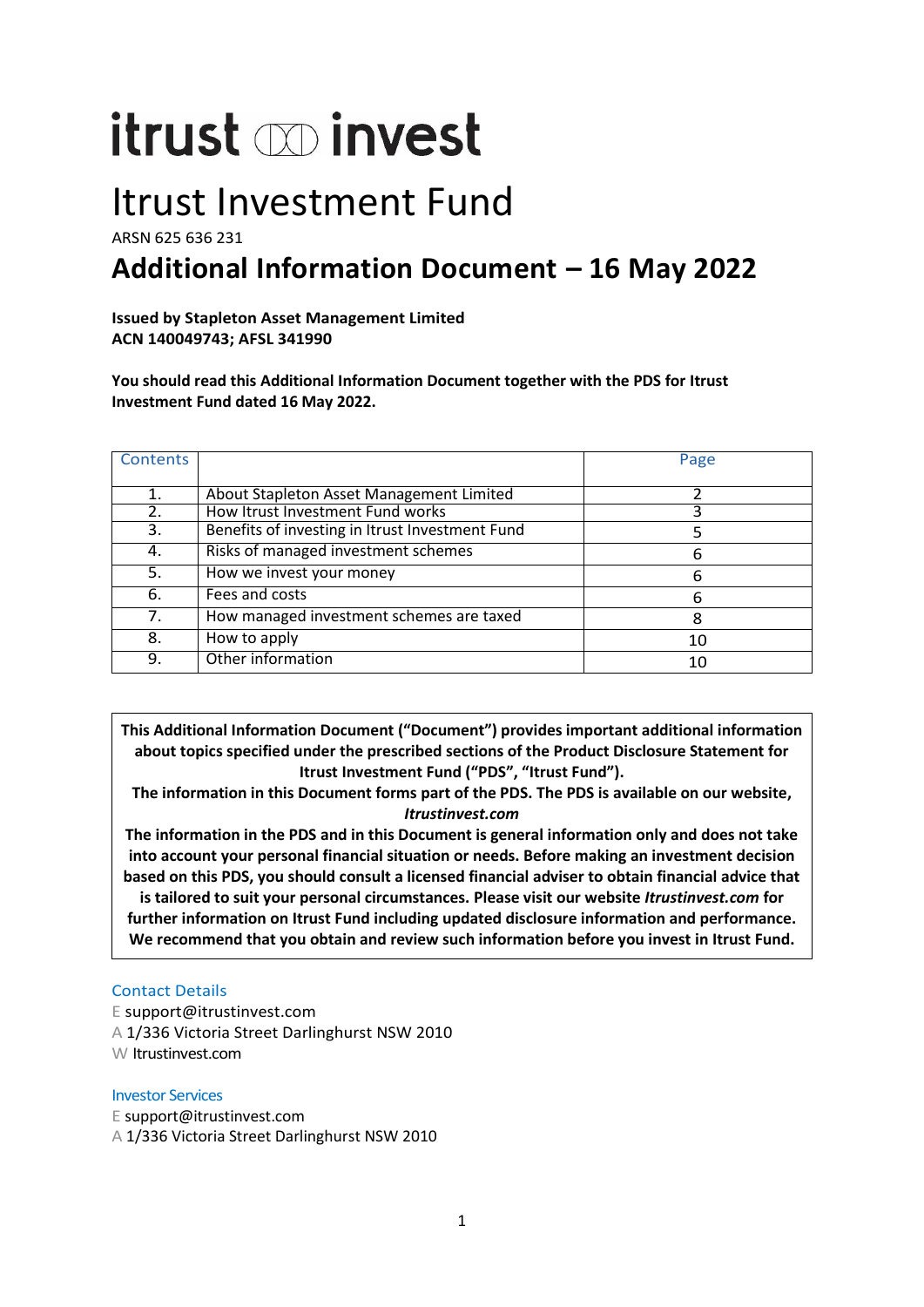# itrust invest

# Itrust Investment Fund

ARSN 625 636 231

## Additional Information Document – 16 May 2022

**Issued by Stapleton Asset Management Limited**
**ACN 140049743; AFSL 341990**

**You should read this Additional Information Document together with the PDS for Itrust Investment Fund dated 16 May 2022.**

| Contents | | Page |
|---|---|---|
| 1. | About Stapleton Asset Management Limited | 2 |
| 2. | How Itrust Investment Fund works | 3 |
| 3. | Benefits of investing in Itrust Investment Fund | 5 |
| 4. | Risks of managed investment schemes | 6 |
| 5. | How we invest your money | 6 |
| 6. | Fees and costs | 6 |
| 7. | How managed investment schemes are taxed | 8 |
| 8. | How to apply | 10 |
| 9. | Other information | 10 |

**This Additional Information Document ("Document") provides important additional information about topics specified under the prescribed sections of the Product Disclosure Statement for Itrust Investment Fund ("PDS", "Itrust Fund").**
**The information in this Document forms part of the PDS. The PDS is available on our website, *Itrustinvest.com***
**The information in the PDS and in this Document is general information only and does not take into account your personal financial situation or needs. Before making an investment decision based on this PDS, you should consult a licensed financial adviser to obtain financial advice that is tailored to suit your personal circumstances. Please visit our website *Itrustinvest.com* for further information on Itrust Fund including updated disclosure information and performance. We recommend that you obtain and review such information before you invest in Itrust Fund.**

### Contact Details

E support@itrustinvest.com
A 1/336 Victoria Street Darlinghurst NSW 2010
W Itrustinvest.com

### Investor Services

E support@itrustinvest.com
A 1/336 Victoria Street Darlinghurst NSW 2010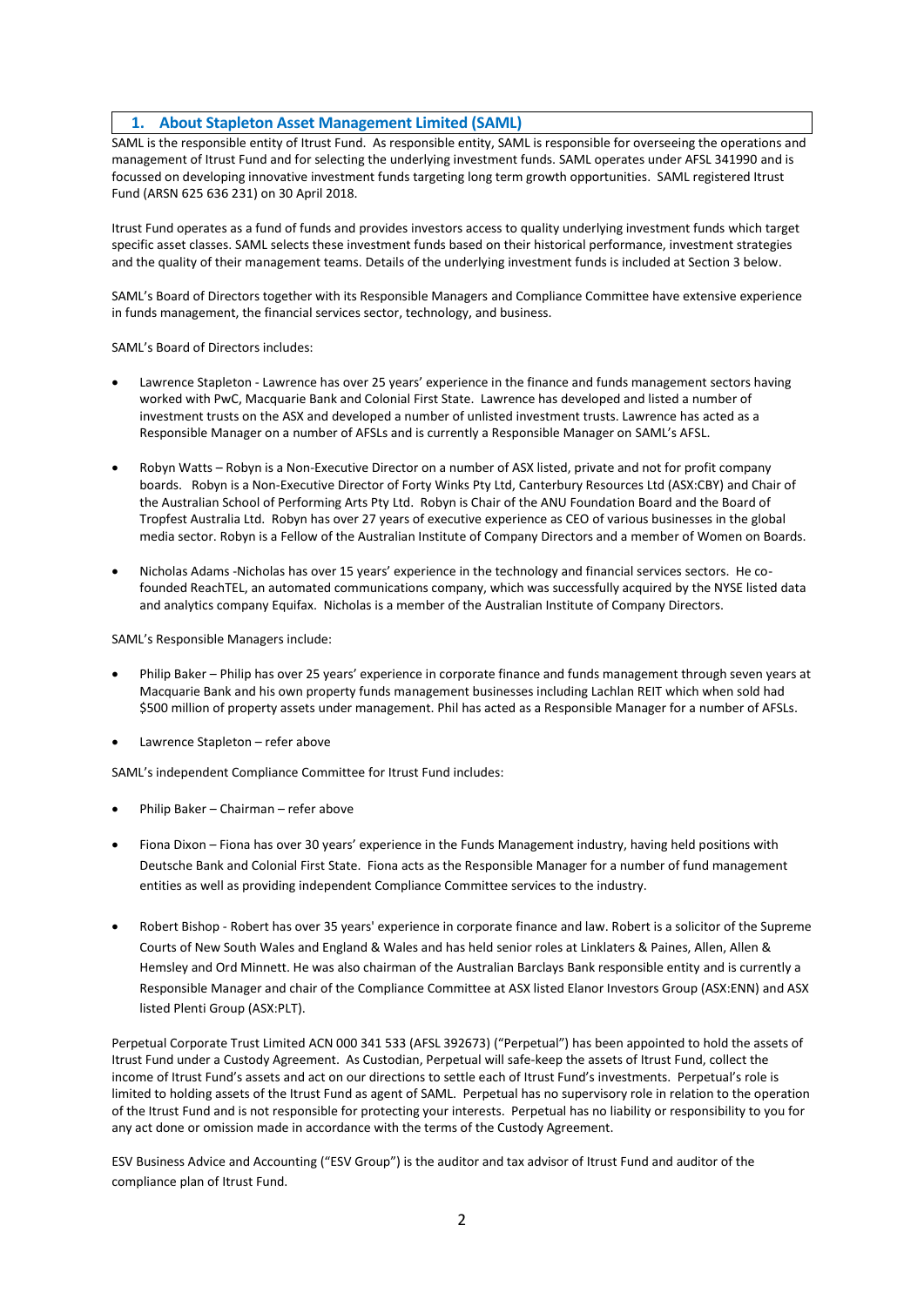## 1. About Stapleton Asset Management Limited (SAML)

SAML is the responsible entity of Itrust Fund. As responsible entity, SAML is responsible for overseeing the operations and management of Itrust Fund and for selecting the underlying investment funds. SAML operates under AFSL 341990 and is focussed on developing innovative investment funds targeting long term growth opportunities. SAML registered Itrust Fund (ARSN 625 636 231) on 30 April 2018.

Itrust Fund operates as a fund of funds and provides investors access to quality underlying investment funds which target specific asset classes. SAML selects these investment funds based on their historical performance, investment strategies and the quality of their management teams. Details of the underlying investment funds is included at Section 3 below.

SAML's Board of Directors together with its Responsible Managers and Compliance Committee have extensive experience in funds management, the financial services sector, technology, and business.

SAML's Board of Directors includes:

- Lawrence Stapleton - Lawrence has over 25 years' experience in the finance and funds management sectors having worked with PwC, Macquarie Bank and Colonial First State. Lawrence has developed and listed a number of investment trusts on the ASX and developed a number of unlisted investment trusts. Lawrence has acted as a Responsible Manager on a number of AFSLs and is currently a Responsible Manager on SAML's AFSL.

- Robyn Watts – Robyn is a Non-Executive Director on a number of ASX listed, private and not for profit company boards. Robyn is a Non-Executive Director of Forty Winks Pty Ltd, Canterbury Resources Ltd (ASX:CBY) and Chair of the Australian School of Performing Arts Pty Ltd. Robyn is Chair of the ANU Foundation Board and the Board of Tropfest Australia Ltd. Robyn has over 27 years of executive experience as CEO of various businesses in the global media sector. Robyn is a Fellow of the Australian Institute of Company Directors and a member of Women on Boards.

- Nicholas Adams -Nicholas has over 15 years' experience in the technology and financial services sectors. He co-founded ReachTEL, an automated communications company, which was successfully acquired by the NYSE listed data and analytics company Equifax. Nicholas is a member of the Australian Institute of Company Directors.

SAML's Responsible Managers include:

- Philip Baker – Philip has over 25 years' experience in corporate finance and funds management through seven years at Macquarie Bank and his own property funds management businesses including Lachlan REIT which when sold had $500 million of property assets under management. Phil has acted as a Responsible Manager for a number of AFSLs.

- Lawrence Stapleton – refer above

SAML's independent Compliance Committee for Itrust Fund includes:

- Philip Baker – Chairman – refer above

- Fiona Dixon – Fiona has over 30 years' experience in the Funds Management industry, having held positions with Deutsche Bank and Colonial First State. Fiona acts as the Responsible Manager for a number of fund management entities as well as providing independent Compliance Committee services to the industry.

- Robert Bishop - Robert has over 35 years' experience in corporate finance and law. Robert is a solicitor of the Supreme Courts of New South Wales and England & Wales and has held senior roles at Linklaters & Paines, Allen, Allen & Hemsley and Ord Minnett. He was also chairman of the Australian Barclays Bank responsible entity and is currently a Responsible Manager and chair of the Compliance Committee at ASX listed Elanor Investors Group (ASX:ENN) and ASX listed Plenti Group (ASX:PLT).

Perpetual Corporate Trust Limited ACN 000 341 533 (AFSL 392673) ("Perpetual") has been appointed to hold the assets of Itrust Fund under a Custody Agreement. As Custodian, Perpetual will safe-keep the assets of Itrust Fund, collect the income of Itrust Fund's assets and act on our directions to settle each of Itrust Fund's investments. Perpetual's role is limited to holding assets of the Itrust Fund as agent of SAML. Perpetual has no supervisory role in relation to the operation of the Itrust Fund and is not responsible for protecting your interests. Perpetual has no liability or responsibility to you for any act done or omission made in accordance with the terms of the Custody Agreement.

ESV Business Advice and Accounting ("ESV Group") is the auditor and tax advisor of Itrust Fund and auditor of the compliance plan of Itrust Fund.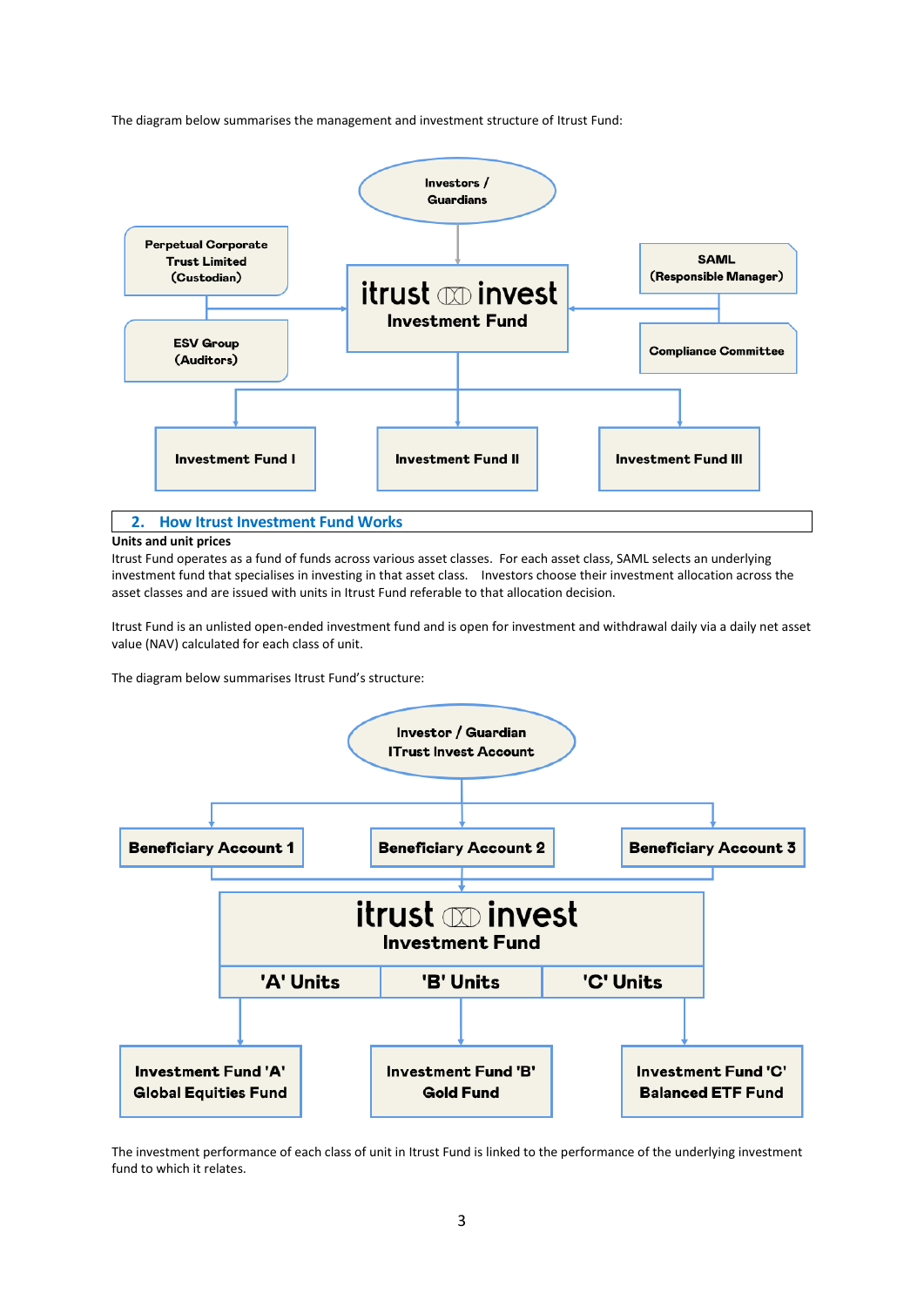The diagram below summarises the management and investment structure of Itrust Fund:

Investors / Guardians

Perpetual Corporate Trust Limited (Custodian)

ESV Group (Auditors)

itrust invest Investment Fund

SAML (Responsible Manager)

Compliance Committee

Investment Fund I

Investment Fund II

Investment Fund III

## 2. How Itrust Investment Fund Works

**Units and unit prices**

Itrust Fund operates as a fund of funds across various asset classes. For each asset class, SAML selects an underlying investment fund that specialises in investing in that asset class. Investors choose their investment allocation across the asset classes and are issued with units in Itrust Fund referable to that allocation decision.

Itrust Fund is an unlisted open-ended investment fund and is open for investment and withdrawal daily via a daily net asset value (NAV) calculated for each class of unit.

The diagram below summarises Itrust Fund's structure:

Investor / Guardian ITrust Invest Account

Beneficiary Account 1

Beneficiary Account 2

Beneficiary Account 3

itrust invest Investment Fund

'A' Units

'B' Units

'C' Units

Investment Fund 'A' Global Equities Fund

Investment Fund 'B' Gold Fund

Investment Fund 'C' Balanced ETF Fund

The investment performance of each class of unit in Itrust Fund is linked to the performance of the underlying investment fund to which it relates.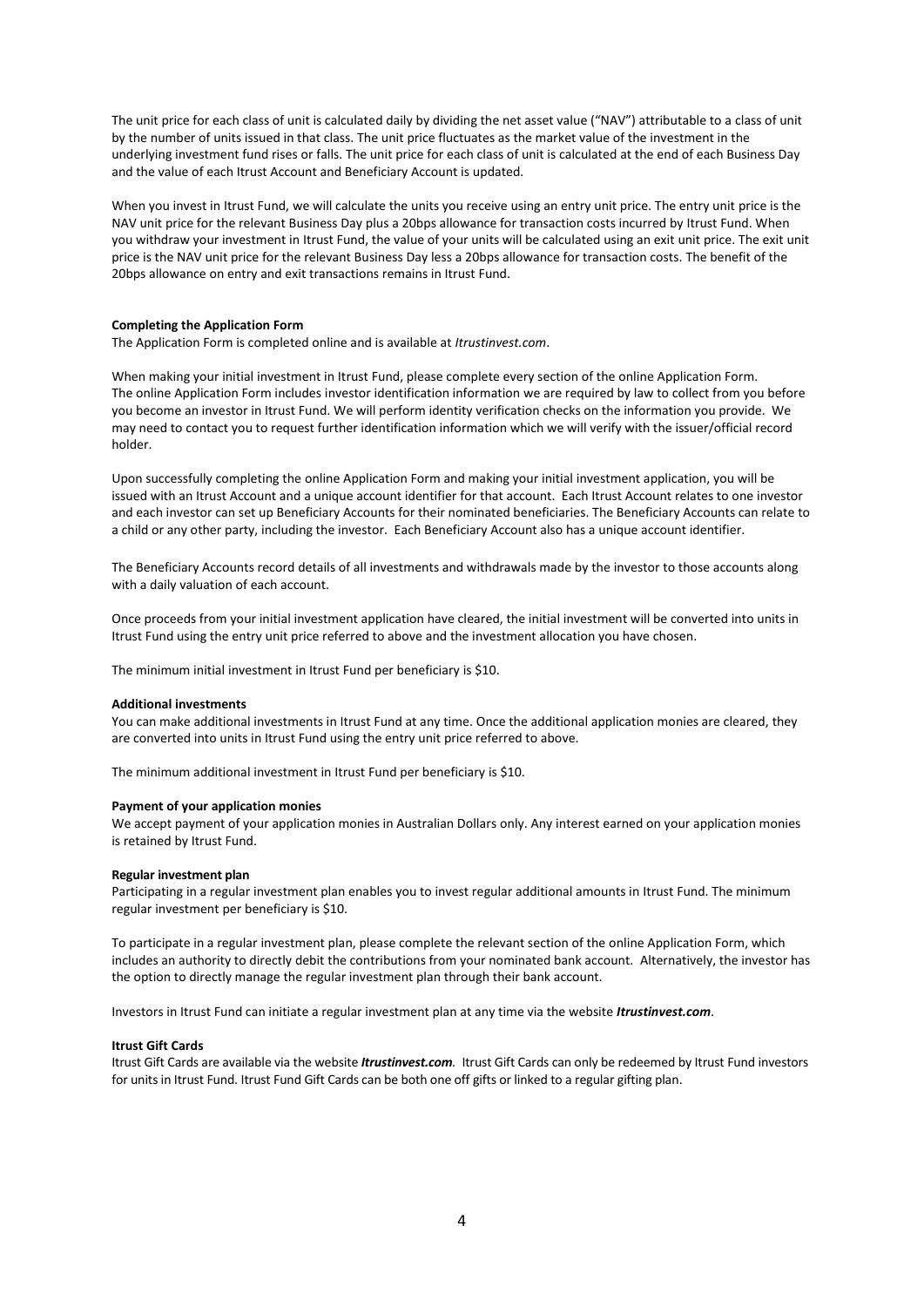The unit price for each class of unit is calculated daily by dividing the net asset value ("NAV") attributable to a class of unit by the number of units issued in that class. The unit price fluctuates as the market value of the investment in the underlying investment fund rises or falls. The unit price for each class of unit is calculated at the end of each Business Day and the value of each Itrust Account and Beneficiary Account is updated.

When you invest in Itrust Fund, we will calculate the units you receive using an entry unit price. The entry unit price is the NAV unit price for the relevant Business Day plus a 20bps allowance for transaction costs incurred by Itrust Fund. When you withdraw your investment in Itrust Fund, the value of your units will be calculated using an exit unit price. The exit unit price is the NAV unit price for the relevant Business Day less a 20bps allowance for transaction costs. The benefit of the 20bps allowance on entry and exit transactions remains in Itrust Fund.

**Completing the Application Form**

The Application Form is completed online and is available at *Itrustinvest.com*.

When making your initial investment in Itrust Fund, please complete every section of the online Application Form. The online Application Form includes investor identification information we are required by law to collect from you before you become an investor in Itrust Fund. We will perform identity verification checks on the information you provide. We may need to contact you to request further identification information which we will verify with the issuer/official record holder.

Upon successfully completing the online Application Form and making your initial investment application, you will be issued with an Itrust Account and a unique account identifier for that account. Each Itrust Account relates to one investor and each investor can set up Beneficiary Accounts for their nominated beneficiaries. The Beneficiary Accounts can relate to a child or any other party, including the investor. Each Beneficiary Account also has a unique account identifier.

The Beneficiary Accounts record details of all investments and withdrawals made by the investor to those accounts along with a daily valuation of each account.

Once proceeds from your initial investment application have cleared, the initial investment will be converted into units in Itrust Fund using the entry unit price referred to above and the investment allocation you have chosen.

The minimum initial investment in Itrust Fund per beneficiary is $10.

**Additional investments**

You can make additional investments in Itrust Fund at any time. Once the additional application monies are cleared, they are converted into units in Itrust Fund using the entry unit price referred to above.

The minimum additional investment in Itrust Fund per beneficiary is $10.

**Payment of your application monies**

We accept payment of your application monies in Australian Dollars only. Any interest earned on your application monies is retained by Itrust Fund.

**Regular investment plan**

Participating in a regular investment plan enables you to invest regular additional amounts in Itrust Fund. The minimum regular investment per beneficiary is $10.

To participate in a regular investment plan, please complete the relevant section of the online Application Form, which includes an authority to directly debit the contributions from your nominated bank account. Alternatively, the investor has the option to directly manage the regular investment plan through their bank account.

Investors in Itrust Fund can initiate a regular investment plan at any time via the website ***Itrustinvest.com***.

**Itrust Gift Cards**

Itrust Gift Cards are available via the website ***Itrustinvest.com***. Itrust Gift Cards can only be redeemed by Itrust Fund investors for units in Itrust Fund. Itrust Fund Gift Cards can be both one off gifts or linked to a regular gifting plan.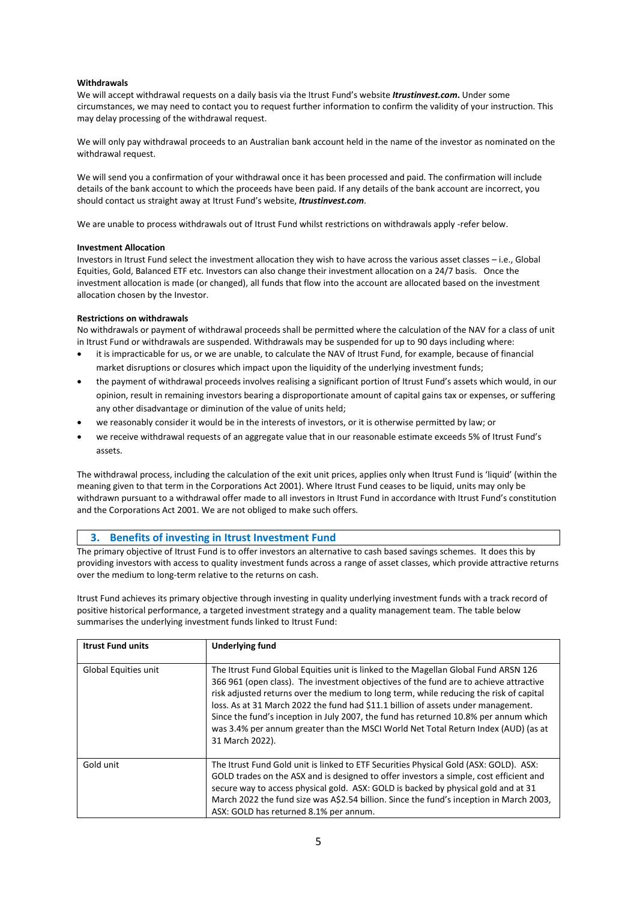**Withdrawals**

We will accept withdrawal requests on a daily basis via the Itrust Fund's website ***Itrustinvest.com***. Under some circumstances, we may need to contact you to request further information to confirm the validity of your instruction. This may delay processing of the withdrawal request.

We will only pay withdrawal proceeds to an Australian bank account held in the name of the investor as nominated on the withdrawal request.

We will send you a confirmation of your withdrawal once it has been processed and paid. The confirmation will include details of the bank account to which the proceeds have been paid. If any details of the bank account are incorrect, you should contact us straight away at Itrust Fund's website, ***Itrustinvest.com***.

We are unable to process withdrawals out of Itrust Fund whilst restrictions on withdrawals apply -refer below.

**Investment Allocation**

Investors in Itrust Fund select the investment allocation they wish to have across the various asset classes – i.e., Global Equities, Gold, Balanced ETF etc. Investors can also change their investment allocation on a 24/7 basis. Once the investment allocation is made (or changed), all funds that flow into the account are allocated based on the investment allocation chosen by the Investor.

**Restrictions on withdrawals**

No withdrawals or payment of withdrawal proceeds shall be permitted where the calculation of the NAV for a class of unit in Itrust Fund or withdrawals are suspended. Withdrawals may be suspended for up to 90 days including where:

- it is impracticable for us, or we are unable, to calculate the NAV of Itrust Fund, for example, because of financial market disruptions or closures which impact upon the liquidity of the underlying investment funds;
- the payment of withdrawal proceeds involves realising a significant portion of Itrust Fund's assets which would, in our opinion, result in remaining investors bearing a disproportionate amount of capital gains tax or expenses, or suffering any other disadvantage or diminution of the value of units held;
- we reasonably consider it would be in the interests of investors, or it is otherwise permitted by law; or
- we receive withdrawal requests of an aggregate value that in our reasonable estimate exceeds 5% of Itrust Fund's assets.

The withdrawal process, including the calculation of the exit unit prices, applies only when Itrust Fund is 'liquid' (within the meaning given to that term in the Corporations Act 2001). Where Itrust Fund ceases to be liquid, units may only be withdrawn pursuant to a withdrawal offer made to all investors in Itrust Fund in accordance with Itrust Fund's constitution and the Corporations Act 2001. We are not obliged to make such offers.

## 3. Benefits of investing in Itrust Investment Fund

The primary objective of Itrust Fund is to offer investors an alternative to cash based savings schemes. It does this by providing investors with access to quality investment funds across a range of asset classes, which provide attractive returns over the medium to long-term relative to the returns on cash.

Itrust Fund achieves its primary objective through investing in quality underlying investment funds with a track record of positive historical performance, a targeted investment strategy and a quality management team. The table below summarises the underlying investment funds linked to Itrust Fund:

| Itrust Fund units | Underlying fund |
|---|---|
| Global Equities unit | The Itrust Fund Global Equities unit is linked to the Magellan Global Fund ARSN 126 366 961 (open class). The investment objectives of the fund are to achieve attractive risk adjusted returns over the medium to long term, while reducing the risk of capital loss. As at 31 March 2022 the fund had $11.1 billion of assets under management. Since the fund's inception in July 2007, the fund has returned 10.8% per annum which was 3.4% per annum greater than the MSCI World Net Total Return Index (AUD) (as at 31 March 2022). |
| Gold unit | The Itrust Fund Gold unit is linked to ETF Securities Physical Gold (ASX: GOLD). ASX: GOLD trades on the ASX and is designed to offer investors a simple, cost efficient and secure way to access physical gold. ASX: GOLD is backed by physical gold and at 31 March 2022 the fund size was A$2.54 billion. Since the fund's inception in March 2003, ASX: GOLD has returned 8.1% per annum. |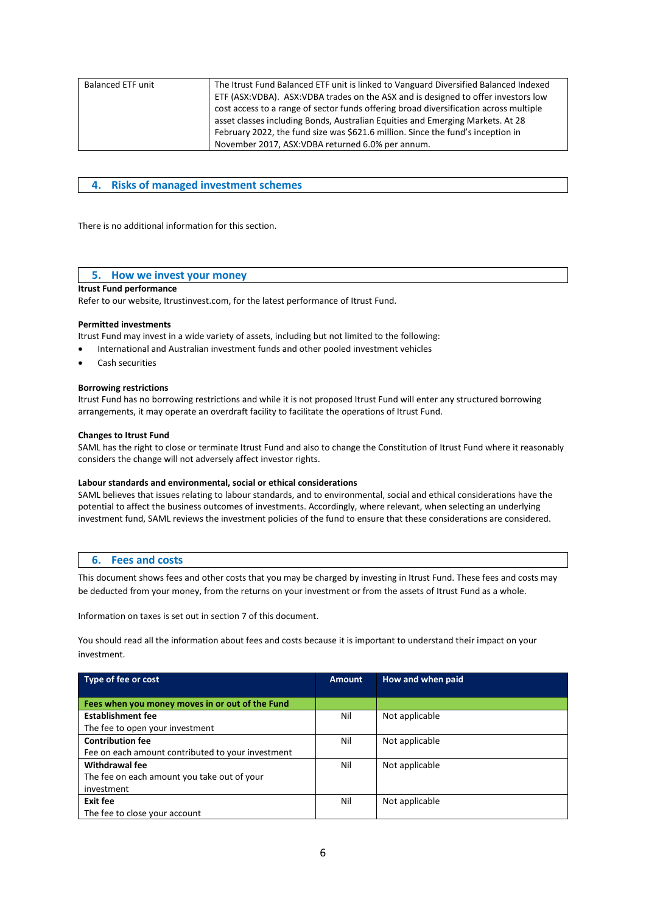| Balanced ETF unit | The Itrust Fund Balanced ETF unit is linked to Vanguard Diversified Balanced Indexed ETF (ASX:VDBA). ASX:VDBA trades on the ASX and is designed to offer investors low cost access to a range of sector funds offering broad diversification across multiple asset classes including Bonds, Australian Equities and Emerging Markets. At 28 February 2022, the fund size was $621.6 million. Since the fund's inception in November 2017, ASX:VDBA returned 6.0% per annum. |
|---|---|

## 4. Risks of managed investment schemes

There is no additional information for this section.

## 5. How we invest your money

**Itrust Fund performance**
Refer to our website, Itrustinvest.com, for the latest performance of Itrust Fund.

**Permitted investments**
Itrust Fund may invest in a wide variety of assets, including but not limited to the following:

- International and Australian investment funds and other pooled investment vehicles
- Cash securities

**Borrowing restrictions**
Itrust Fund has no borrowing restrictions and while it is not proposed Itrust Fund will enter any structured borrowing arrangements, it may operate an overdraft facility to facilitate the operations of Itrust Fund.

**Changes to Itrust Fund**
SAML has the right to close or terminate Itrust Fund and also to change the Constitution of Itrust Fund where it reasonably considers the change will not adversely affect investor rights.

**Labour standards and environmental, social or ethical considerations**
SAML believes that issues relating to labour standards, and to environmental, social and ethical considerations have the potential to affect the business outcomes of investments. Accordingly, where relevant, when selecting an underlying investment fund, SAML reviews the investment policies of the fund to ensure that these considerations are considered.

## 6. Fees and costs

This document shows fees and other costs that you may be charged by investing in Itrust Fund. These fees and costs may be deducted from your money, from the returns on your investment or from the assets of Itrust Fund as a whole.

Information on taxes is set out in section 7 of this document.

You should read all the information about fees and costs because it is important to understand their impact on your investment.

| Type of fee or cost | Amount | How and when paid |
|---|---|---|
| **Fees when you money moves in or out of the Fund** | | |
| **Establishment fee**<br>The fee to open your investment | Nil | Not applicable |
| **Contribution fee**<br>Fee on each amount contributed to your investment | Nil | Not applicable |
| **Withdrawal fee**<br>The fee on each amount you take out of your investment | Nil | Not applicable |
| **Exit fee**<br>The fee to close your account | Nil | Not applicable |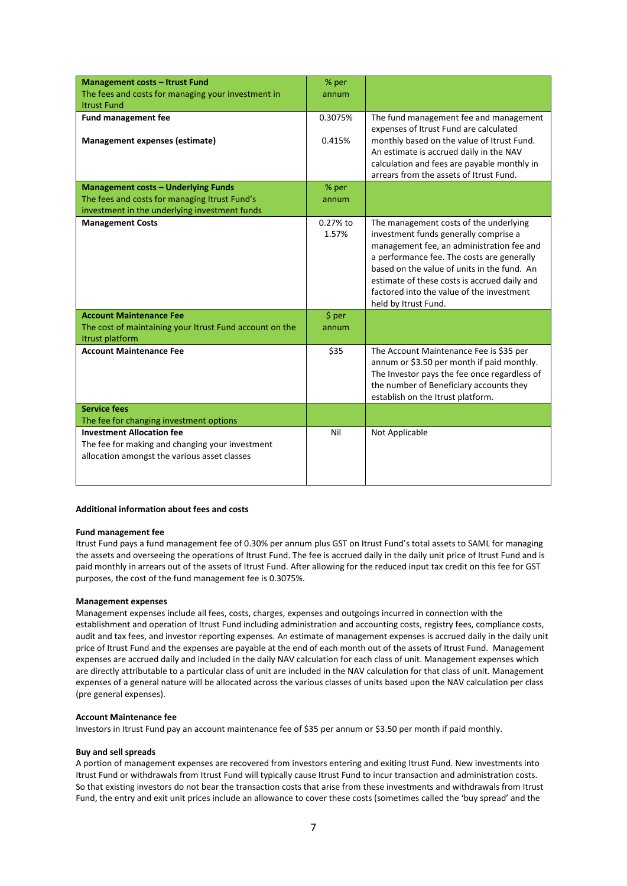| **Management costs – Itrust Fund** The fees and costs for managing your investment in Itrust Fund | % per annum | |
|---|---|---|
| **Fund management fee** | 0.3075% | The fund management fee and management expenses of Itrust Fund are calculated monthly based on the value of Itrust Fund. An estimate is accrued daily in the NAV calculation and fees are payable monthly in arrears from the assets of Itrust Fund. |
| **Management expenses (estimate)** | 0.415% | |
| **Management costs – Underlying Funds** The fees and costs for managing Itrust Fund's investment in the underlying investment funds | % per annum | |
| **Management Costs** | 0.27% to 1.57% | The management costs of the underlying investment funds generally comprise a management fee, an administration fee and a performance fee. The costs are generally based on the value of units in the fund. An estimate of these costs is accrued daily and factored into the value of the investment held by Itrust Fund. |
| **Account Maintenance Fee** The cost of maintaining your Itrust Fund account on the Itrust platform | $ per annum | |
| **Account Maintenance Fee** | $35 | The Account Maintenance Fee is $35 per annum or $3.50 per month if paid monthly. The Investor pays the fee once regardless of the number of Beneficiary accounts they establish on the Itrust platform. |
| **Service fees** The fee for changing investment options | | |
| **Investment Allocation fee** The fee for making and changing your investment allocation amongst the various asset classes | Nil | Not Applicable |

**Additional information about fees and costs**

**Fund management fee**

Itrust Fund pays a fund management fee of 0.30% per annum plus GST on Itrust Fund's total assets to SAML for managing the assets and overseeing the operations of Itrust Fund. The fee is accrued daily in the daily unit price of Itrust Fund and is paid monthly in arrears out of the assets of Itrust Fund. After allowing for the reduced input tax credit on this fee for GST purposes, the cost of the fund management fee is 0.3075%.

**Management expenses**

Management expenses include all fees, costs, charges, expenses and outgoings incurred in connection with the establishment and operation of Itrust Fund including administration and accounting costs, registry fees, compliance costs, audit and tax fees, and investor reporting expenses. An estimate of management expenses is accrued daily in the daily unit price of Itrust Fund and the expenses are payable at the end of each month out of the assets of Itrust Fund. Management expenses are accrued daily and included in the daily NAV calculation for each class of unit. Management expenses which are directly attributable to a particular class of unit are included in the NAV calculation for that class of unit. Management expenses of a general nature will be allocated across the various classes of units based upon the NAV calculation per class (pre general expenses).

**Account Maintenance fee**

Investors in Itrust Fund pay an account maintenance fee of $35 per annum or $3.50 per month if paid monthly.

**Buy and sell spreads**

A portion of management expenses are recovered from investors entering and exiting Itrust Fund. New investments into Itrust Fund or withdrawals from Itrust Fund will typically cause Itrust Fund to incur transaction and administration costs. So that existing investors do not bear the transaction costs that arise from these investments and withdrawals from Itrust Fund, the entry and exit unit prices include an allowance to cover these costs (sometimes called the 'buy spread' and the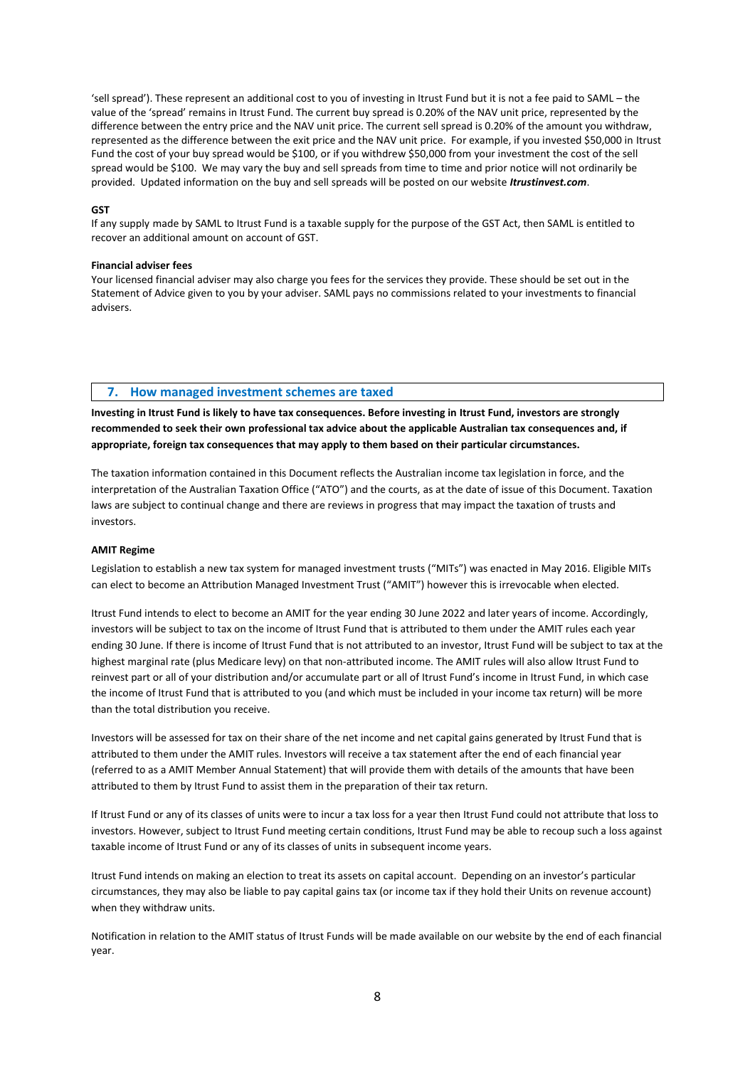'sell spread'). These represent an additional cost to you of investing in Itrust Fund but it is not a fee paid to SAML – the value of the 'spread' remains in Itrust Fund. The current buy spread is 0.20% of the NAV unit price, represented by the difference between the entry price and the NAV unit price. The current sell spread is 0.20% of the amount you withdraw, represented as the difference between the exit price and the NAV unit price. For example, if you invested $50,000 in Itrust Fund the cost of your buy spread would be $100, or if you withdrew $50,000 from your investment the cost of the sell spread would be $100. We may vary the buy and sell spreads from time to time and prior notice will not ordinarily be provided. Updated information on the buy and sell spreads will be posted on our website ***Itrustinvest.com***.

**GST**

If any supply made by SAML to Itrust Fund is a taxable supply for the purpose of the GST Act, then SAML is entitled to recover an additional amount on account of GST.

**Financial adviser fees**

Your licensed financial adviser may also charge you fees for the services they provide. These should be set out in the Statement of Advice given to you by your adviser. SAML pays no commissions related to your investments to financial advisers.

## 7. How managed investment schemes are taxed

**Investing in Itrust Fund is likely to have tax consequences. Before investing in Itrust Fund, investors are strongly recommended to seek their own professional tax advice about the applicable Australian tax consequences and, if appropriate, foreign tax consequences that may apply to them based on their particular circumstances.**

The taxation information contained in this Document reflects the Australian income tax legislation in force, and the interpretation of the Australian Taxation Office ("ATO") and the courts, as at the date of issue of this Document. Taxation laws are subject to continual change and there are reviews in progress that may impact the taxation of trusts and investors.

**AMIT Regime**

Legislation to establish a new tax system for managed investment trusts ("MITs") was enacted in May 2016. Eligible MITs can elect to become an Attribution Managed Investment Trust ("AMIT") however this is irrevocable when elected.

Itrust Fund intends to elect to become an AMIT for the year ending 30 June 2022 and later years of income. Accordingly, investors will be subject to tax on the income of Itrust Fund that is attributed to them under the AMIT rules each year ending 30 June. If there is income of Itrust Fund that is not attributed to an investor, Itrust Fund will be subject to tax at the highest marginal rate (plus Medicare levy) on that non-attributed income. The AMIT rules will also allow Itrust Fund to reinvest part or all of your distribution and/or accumulate part or all of Itrust Fund's income in Itrust Fund, in which case the income of Itrust Fund that is attributed to you (and which must be included in your income tax return) will be more than the total distribution you receive.

Investors will be assessed for tax on their share of the net income and net capital gains generated by Itrust Fund that is attributed to them under the AMIT rules. Investors will receive a tax statement after the end of each financial year (referred to as a AMIT Member Annual Statement) that will provide them with details of the amounts that have been attributed to them by Itrust Fund to assist them in the preparation of their tax return.

If Itrust Fund or any of its classes of units were to incur a tax loss for a year then Itrust Fund could not attribute that loss to investors. However, subject to Itrust Fund meeting certain conditions, Itrust Fund may be able to recoup such a loss against taxable income of Itrust Fund or any of its classes of units in subsequent income years.

Itrust Fund intends on making an election to treat its assets on capital account. Depending on an investor's particular circumstances, they may also be liable to pay capital gains tax (or income tax if they hold their Units on revenue account) when they withdraw units.

Notification in relation to the AMIT status of Itrust Funds will be made available on our website by the end of each financial year.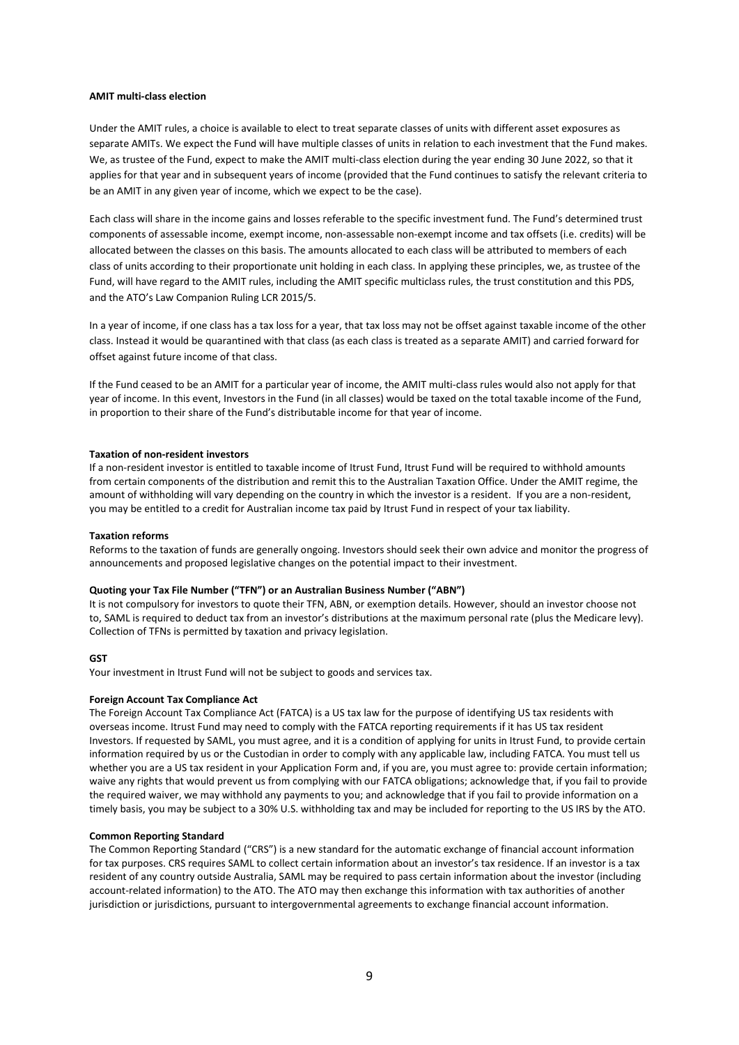**AMIT multi-class election**

Under the AMIT rules, a choice is available to elect to treat separate classes of units with different asset exposures as separate AMITs. We expect the Fund will have multiple classes of units in relation to each investment that the Fund makes. We, as trustee of the Fund, expect to make the AMIT multi-class election during the year ending 30 June 2022, so that it applies for that year and in subsequent years of income (provided that the Fund continues to satisfy the relevant criteria to be an AMIT in any given year of income, which we expect to be the case).

Each class will share in the income gains and losses referable to the specific investment fund. The Fund's determined trust components of assessable income, exempt income, non-assessable non-exempt income and tax offsets (i.e. credits) will be allocated between the classes on this basis. The amounts allocated to each class will be attributed to members of each class of units according to their proportionate unit holding in each class. In applying these principles, we, as trustee of the Fund, will have regard to the AMIT rules, including the AMIT specific multiclass rules, the trust constitution and this PDS, and the ATO's Law Companion Ruling LCR 2015/5.

In a year of income, if one class has a tax loss for a year, that tax loss may not be offset against taxable income of the other class. Instead it would be quarantined with that class (as each class is treated as a separate AMIT) and carried forward for offset against future income of that class.

If the Fund ceased to be an AMIT for a particular year of income, the AMIT multi-class rules would also not apply for that year of income. In this event, Investors in the Fund (in all classes) would be taxed on the total taxable income of the Fund, in proportion to their share of the Fund's distributable income for that year of income.

**Taxation of non-resident investors**

If a non-resident investor is entitled to taxable income of Itrust Fund, Itrust Fund will be required to withhold amounts from certain components of the distribution and remit this to the Australian Taxation Office. Under the AMIT regime, the amount of withholding will vary depending on the country in which the investor is a resident. If you are a non-resident, you may be entitled to a credit for Australian income tax paid by Itrust Fund in respect of your tax liability.

**Taxation reforms**

Reforms to the taxation of funds are generally ongoing. Investors should seek their own advice and monitor the progress of announcements and proposed legislative changes on the potential impact to their investment.

**Quoting your Tax File Number ("TFN") or an Australian Business Number ("ABN")**

It is not compulsory for investors to quote their TFN, ABN, or exemption details. However, should an investor choose not to, SAML is required to deduct tax from an investor's distributions at the maximum personal rate (plus the Medicare levy). Collection of TFNs is permitted by taxation and privacy legislation.

**GST**

Your investment in Itrust Fund will not be subject to goods and services tax.

**Foreign Account Tax Compliance Act**

The Foreign Account Tax Compliance Act (FATCA) is a US tax law for the purpose of identifying US tax residents with overseas income. Itrust Fund may need to comply with the FATCA reporting requirements if it has US tax resident Investors. If requested by SAML, you must agree, and it is a condition of applying for units in Itrust Fund, to provide certain information required by us or the Custodian in order to comply with any applicable law, including FATCA. You must tell us whether you are a US tax resident in your Application Form and, if you are, you must agree to: provide certain information; waive any rights that would prevent us from complying with our FATCA obligations; acknowledge that, if you fail to provide the required waiver, we may withhold any payments to you; and acknowledge that if you fail to provide information on a timely basis, you may be subject to a 30% U.S. withholding tax and may be included for reporting to the US IRS by the ATO.

**Common Reporting Standard**

The Common Reporting Standard ("CRS") is a new standard for the automatic exchange of financial account information for tax purposes. CRS requires SAML to collect certain information about an investor's tax residence. If an investor is a tax resident of any country outside Australia, SAML may be required to pass certain information about the investor (including account-related information) to the ATO. The ATO may then exchange this information with tax authorities of another jurisdiction or jurisdictions, pursuant to intergovernmental agreements to exchange financial account information.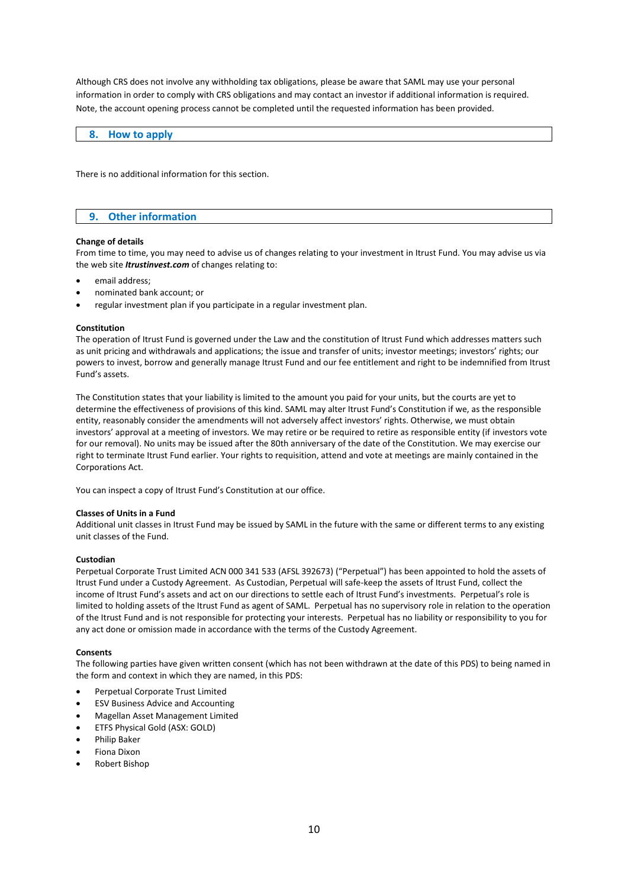Although CRS does not involve any withholding tax obligations, please be aware that SAML may use your personal information in order to comply with CRS obligations and may contact an investor if additional information is required. Note, the account opening process cannot be completed until the requested information has been provided.

## 8. How to apply

There is no additional information for this section.

## 9. Other information

**Change of details**

From time to time, you may need to advise us of changes relating to your investment in Itrust Fund. You may advise us via the web site ***Itrustinvest.com*** of changes relating to:

- email address;
- nominated bank account; or
- regular investment plan if you participate in a regular investment plan.

**Constitution**

The operation of Itrust Fund is governed under the Law and the constitution of Itrust Fund which addresses matters such as unit pricing and withdrawals and applications; the issue and transfer of units; investor meetings; investors' rights; our powers to invest, borrow and generally manage Itrust Fund and our fee entitlement and right to be indemnified from Itrust Fund's assets.

The Constitution states that your liability is limited to the amount you paid for your units, but the courts are yet to determine the effectiveness of provisions of this kind. SAML may alter Itrust Fund's Constitution if we, as the responsible entity, reasonably consider the amendments will not adversely affect investors' rights. Otherwise, we must obtain investors' approval at a meeting of investors. We may retire or be required to retire as responsible entity (if investors vote for our removal). No units may be issued after the 80th anniversary of the date of the Constitution. We may exercise our right to terminate Itrust Fund earlier. Your rights to requisition, attend and vote at meetings are mainly contained in the Corporations Act.

You can inspect a copy of Itrust Fund's Constitution at our office.

**Classes of Units in a Fund**

Additional unit classes in Itrust Fund may be issued by SAML in the future with the same or different terms to any existing unit classes of the Fund.

**Custodian**

Perpetual Corporate Trust Limited ACN 000 341 533 (AFSL 392673) ("Perpetual") has been appointed to hold the assets of Itrust Fund under a Custody Agreement. As Custodian, Perpetual will safe-keep the assets of Itrust Fund, collect the income of Itrust Fund's assets and act on our directions to settle each of Itrust Fund's investments. Perpetual's role is limited to holding assets of the Itrust Fund as agent of SAML. Perpetual has no supervisory role in relation to the operation of the Itrust Fund and is not responsible for protecting your interests. Perpetual has no liability or responsibility to you for any act done or omission made in accordance with the terms of the Custody Agreement.

**Consents**

The following parties have given written consent (which has not been withdrawn at the date of this PDS) to being named in the form and context in which they are named, in this PDS:

- Perpetual Corporate Trust Limited
- ESV Business Advice and Accounting
- Magellan Asset Management Limited
- ETFS Physical Gold (ASX: GOLD)
- Philip Baker
- Fiona Dixon
- Robert Bishop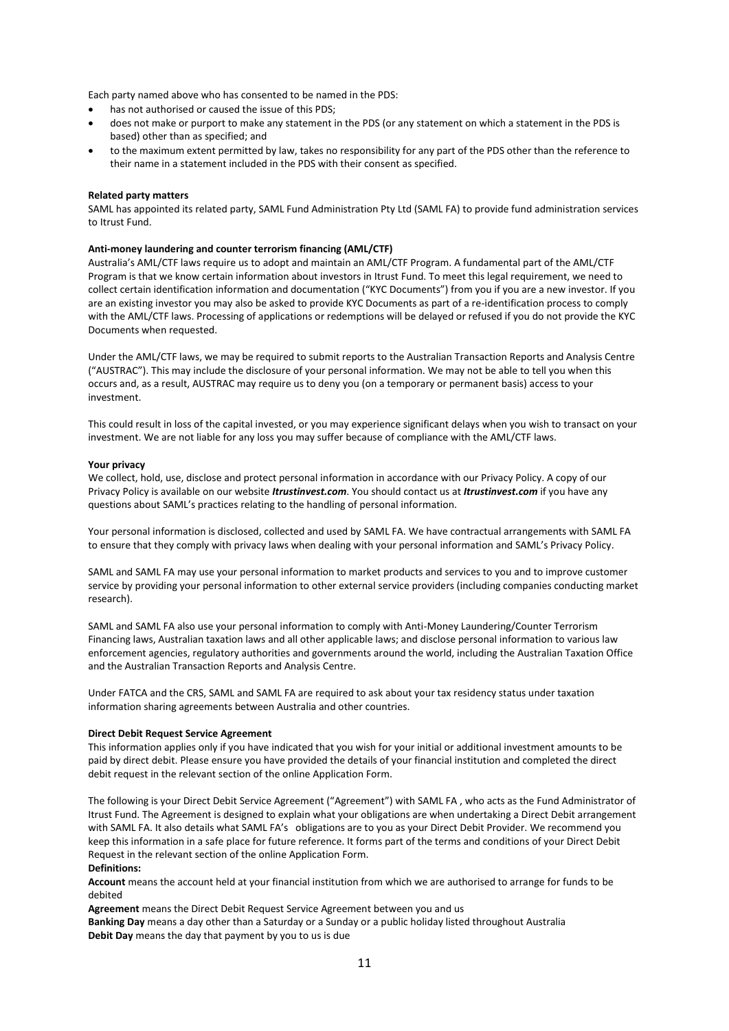Each party named above who has consented to be named in the PDS:

- has not authorised or caused the issue of this PDS;
- does not make or purport to make any statement in the PDS (or any statement on which a statement in the PDS is based) other than as specified; and
- to the maximum extent permitted by law, takes no responsibility for any part of the PDS other than the reference to their name in a statement included in the PDS with their consent as specified.

**Related party matters**

SAML has appointed its related party, SAML Fund Administration Pty Ltd (SAML FA) to provide fund administration services to Itrust Fund.

**Anti-money laundering and counter terrorism financing (AML/CTF)**

Australia's AML/CTF laws require us to adopt and maintain an AML/CTF Program. A fundamental part of the AML/CTF Program is that we know certain information about investors in Itrust Fund. To meet this legal requirement, we need to collect certain identification information and documentation ("KYC Documents") from you if you are a new investor. If you are an existing investor you may also be asked to provide KYC Documents as part of a re-identification process to comply with the AML/CTF laws. Processing of applications or redemptions will be delayed or refused if you do not provide the KYC Documents when requested.

Under the AML/CTF laws, we may be required to submit reports to the Australian Transaction Reports and Analysis Centre ("AUSTRAC"). This may include the disclosure of your personal information. We may not be able to tell you when this occurs and, as a result, AUSTRAC may require us to deny you (on a temporary or permanent basis) access to your investment.

This could result in loss of the capital invested, or you may experience significant delays when you wish to transact on your investment. We are not liable for any loss you may suffer because of compliance with the AML/CTF laws.

**Your privacy**

We collect, hold, use, disclose and protect personal information in accordance with our Privacy Policy. A copy of our Privacy Policy is available on our website ***Itrustinvest.com***. You should contact us at ***Itrustinvest.com*** if you have any questions about SAML's practices relating to the handling of personal information.

Your personal information is disclosed, collected and used by SAML FA. We have contractual arrangements with SAML FA to ensure that they comply with privacy laws when dealing with your personal information and SAML's Privacy Policy.

SAML and SAML FA may use your personal information to market products and services to you and to improve customer service by providing your personal information to other external service providers (including companies conducting market research).

SAML and SAML FA also use your personal information to comply with Anti-Money Laundering/Counter Terrorism Financing laws, Australian taxation laws and all other applicable laws; and disclose personal information to various law enforcement agencies, regulatory authorities and governments around the world, including the Australian Taxation Office and the Australian Transaction Reports and Analysis Centre.

Under FATCA and the CRS, SAML and SAML FA are required to ask about your tax residency status under taxation information sharing agreements between Australia and other countries.

**Direct Debit Request Service Agreement**

This information applies only if you have indicated that you wish for your initial or additional investment amounts to be paid by direct debit. Please ensure you have provided the details of your financial institution and completed the direct debit request in the relevant section of the online Application Form.

The following is your Direct Debit Service Agreement ("Agreement") with SAML FA , who acts as the Fund Administrator of Itrust Fund. The Agreement is designed to explain what your obligations are when undertaking a Direct Debit arrangement with SAML FA. It also details what SAML FA's obligations are to you as your Direct Debit Provider. We recommend you keep this information in a safe place for future reference. It forms part of the terms and conditions of your Direct Debit Request in the relevant section of the online Application Form.

**Definitions:**

**Account** means the account held at your financial institution from which we are authorised to arrange for funds to be debited

**Agreement** means the Direct Debit Request Service Agreement between you and us

**Banking Day** means a day other than a Saturday or a Sunday or a public holiday listed throughout Australia

**Debit Day** means the day that payment by you to us is due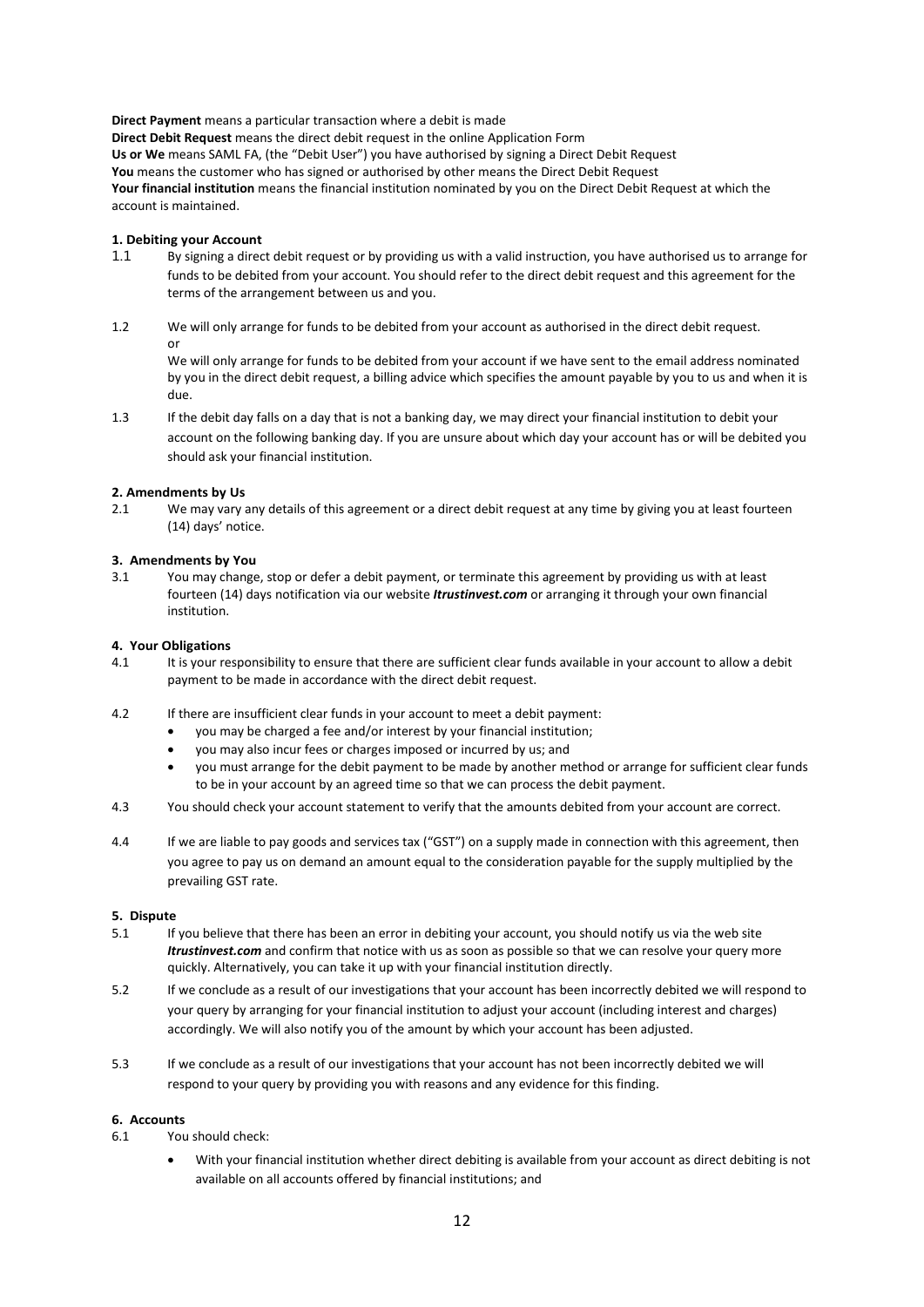**Direct Payment** means a particular transaction where a debit is made

**Direct Debit Request** means the direct debit request in the online Application Form

**Us or We** means SAML FA, (the "Debit User") you have authorised by signing a Direct Debit Request

**You** means the customer who has signed or authorised by other means the Direct Debit Request

**Your financial institution** means the financial institution nominated by you on the Direct Debit Request at which the account is maintained.

**1. Debiting your Account**

1.1 By signing a direct debit request or by providing us with a valid instruction, you have authorised us to arrange for funds to be debited from your account. You should refer to the direct debit request and this agreement for the terms of the arrangement between us and you.

1.2 We will only arrange for funds to be debited from your account as authorised in the direct debit request.

or

We will only arrange for funds to be debited from your account if we have sent to the email address nominated by you in the direct debit request, a billing advice which specifies the amount payable by you to us and when it is due.

1.3 If the debit day falls on a day that is not a banking day, we may direct your financial institution to debit your account on the following banking day. If you are unsure about which day your account has or will be debited you should ask your financial institution.

**2. Amendments by Us**

2.1 We may vary any details of this agreement or a direct debit request at any time by giving you at least fourteen (14) days' notice.

**3. Amendments by You**

3.1 You may change, stop or defer a debit payment, or terminate this agreement by providing us with at least fourteen (14) days notification via our website ***Itrustinvest.com*** or arranging it through your own financial institution.

**4. Your Obligations**

4.1 It is your responsibility to ensure that there are sufficient clear funds available in your account to allow a debit payment to be made in accordance with the direct debit request.

4.2 If there are insufficient clear funds in your account to meet a debit payment:

- you may be charged a fee and/or interest by your financial institution;
- you may also incur fees or charges imposed or incurred by us; and
- you must arrange for the debit payment to be made by another method or arrange for sufficient clear funds to be in your account by an agreed time so that we can process the debit payment.

4.3 You should check your account statement to verify that the amounts debited from your account are correct.

4.4 If we are liable to pay goods and services tax ("GST") on a supply made in connection with this agreement, then you agree to pay us on demand an amount equal to the consideration payable for the supply multiplied by the prevailing GST rate.

**5. Dispute**

5.1 If you believe that there has been an error in debiting your account, you should notify us via the web site ***Itrustinvest.com*** and confirm that notice with us as soon as possible so that we can resolve your query more quickly. Alternatively, you can take it up with your financial institution directly.

5.2 If we conclude as a result of our investigations that your account has been incorrectly debited we will respond to your query by arranging for your financial institution to adjust your account (including interest and charges) accordingly. We will also notify you of the amount by which your account has been adjusted.

5.3 If we conclude as a result of our investigations that your account has not been incorrectly debited we will respond to your query by providing you with reasons and any evidence for this finding.

**6. Accounts**

6.1 You should check:

- With your financial institution whether direct debiting is available from your account as direct debiting is not available on all accounts offered by financial institutions; and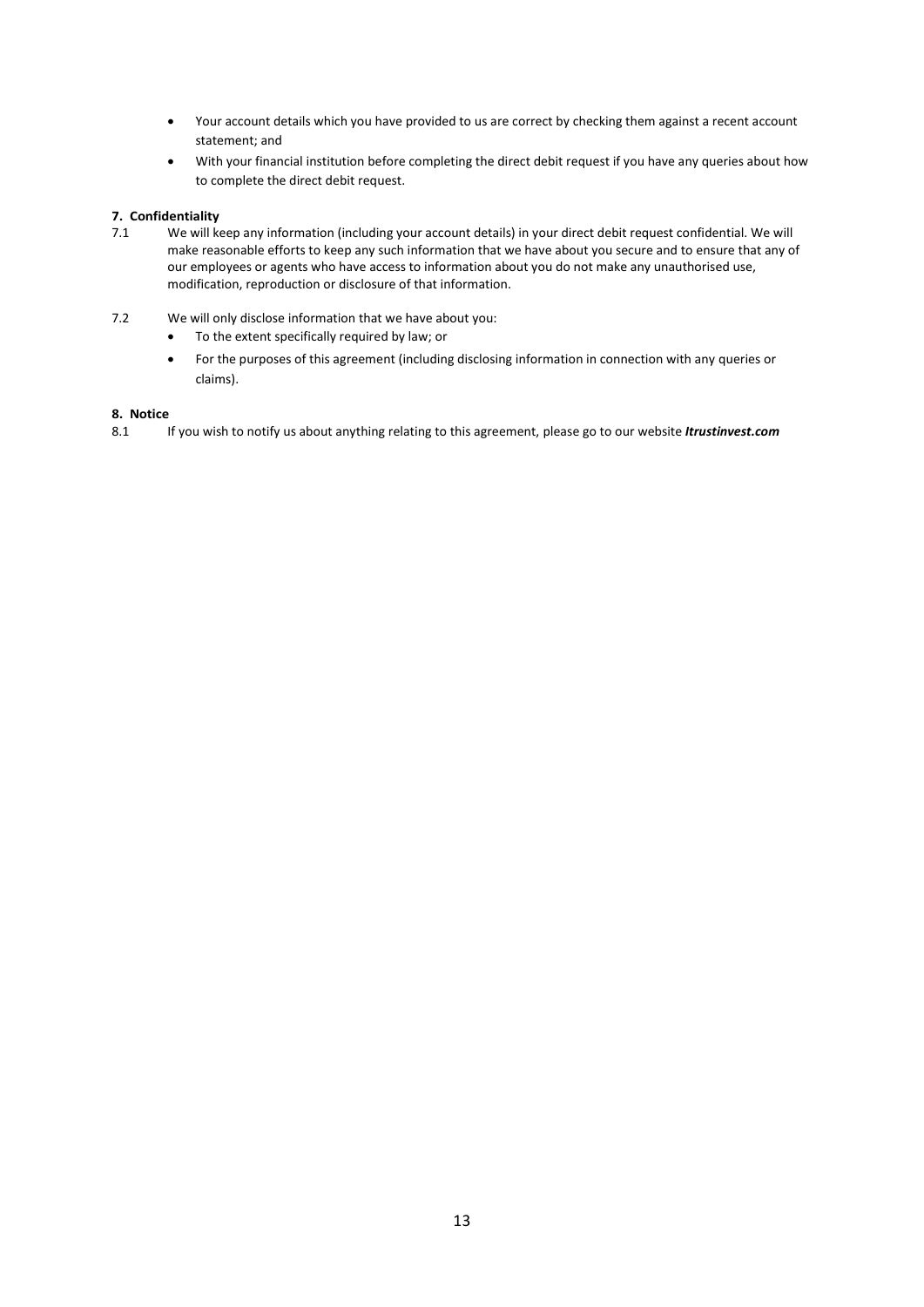- Your account details which you have provided to us are correct by checking them against a recent account statement; and
- With your financial institution before completing the direct debit request if you have any queries about how to complete the direct debit request.

**7. Confidentiality**

7.1 We will keep any information (including your account details) in your direct debit request confidential. We will make reasonable efforts to keep any such information that we have about you secure and to ensure that any of our employees or agents who have access to information about you do not make any unauthorised use, modification, reproduction or disclosure of that information.

7.2 We will only disclose information that we have about you:

- To the extent specifically required by law; or
- For the purposes of this agreement (including disclosing information in connection with any queries or claims).

**8. Notice**

8.1 If you wish to notify us about anything relating to this agreement, please go to our website ***Itrustinvest.com***